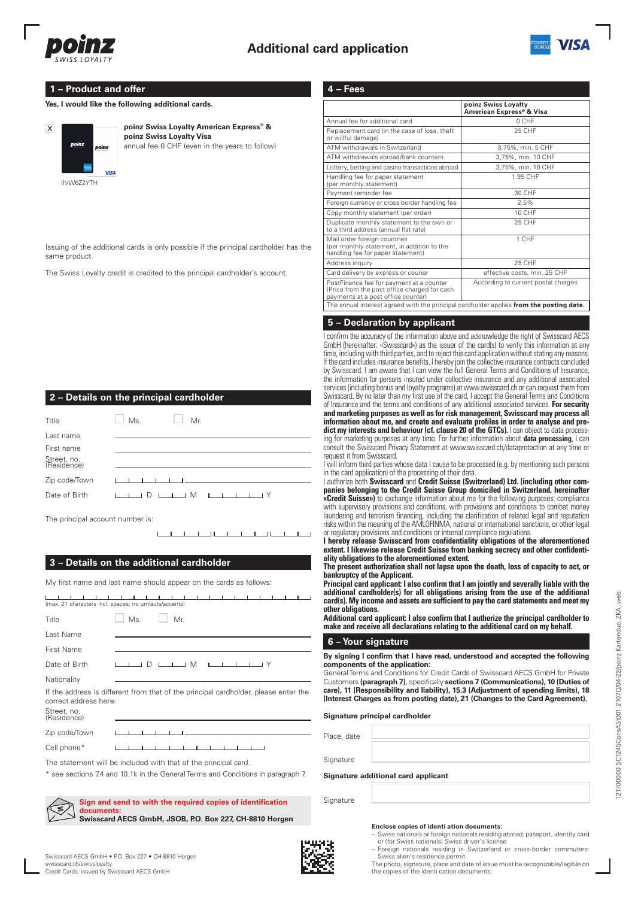# Additional card application

## 1 – Product and offer

**Yes, I would like the following additional cards.**

X **poinz Swiss Loyalty American Express® & poinz Swiss Loyalty Visa**
annual fee 0 CHF (even in the years to follow)

IIVW6Z2YTH

Issuing of the additional cards is only possible if the principal cardholder has the same product.

The Swiss Loyalty credit is credited to the principal cardholder's account.

## 2 – Details on the principal cardholder

Title ☐ Ms. ☐ Mr.

Last name

First name

Street, no. (Residence)

Zip code/Town

Date of Birth D M Y

The principal account number is:

## 3 – Details on the additional cardholder

My first name and last name should appear on the cards as follows:

(max. 21 characters incl. spaces; no umlauts/accents)

Title ☐ Ms. ☐ Mr.

Last Name

First Name

Date of Birth D M Y

Nationality

If the address is different from that of the principal cardholder, please enter the correct address here:

Street, no. (Residence)

Zip code/Town

Cell phone*

The statement will be included with that of the principal card.

* see sections 7.4 and 10.1k in the General Terms and Conditions in paragraph 7.

**Sign and send to with the required copies of identification documents:**
**Swisscard AECS GmbH, JSOB, P.O. Box 227, CH-8810 Horgen**

## 4 – Fees

| | poinz Swiss Loyalty American Express® & Visa |
|---|---|
| Annual fee for additional card | 0 CHF |
| Replacement card (in the case of loss, theft or willful damage) | 25 CHF |
| ATM withdrawals in Switzerland | 3,75%, min. 5 CHF |
| ATM withdrawals abroad/bank counters | 3,75%, min. 10 CHF |
| Lottery, betting and casino transactions abroad | 3,75%, min. 10 CHF |
| Handling fee for paper statement (per monthly statement) | 1.95 CHF |
| Payment reminder fee | 30 CHF |
| Foreign currency or cross border handling fee | 2,5% |
| Copy monthly statement (per order) | 10 CHF |
| Duplicate monthly statement to the own or to a third address (annual flat rate) | 25 CHF |
| Mail order foreign countries (per monthly statement, in addition to the handling fee for paper statement) | 1 CHF |
| Address inquiry | 25 CHF |
| Card delivery by express or courier | effective costs, min. 25 CHF |
| PostFinance fee for payment at a counter (Price from the post office charged for cash payments at a post office counter) | According to current postal charges |

The annual interest agreed with the principal cardholder applies **from the posting date.**

## 5 – Declaration by applicant

I confirm the accuracy of the information above and acknowledge the right of Swisscard AECS GmbH (hereinafter: «Swisscard») as the issuer of the card(s) to verify this information at any time, including with third parties, and to reject this card application without stating any reasons. If the card includes insurance benefits, I hereby join the collective insurance contracts concluded by Swisscard. I am aware that I can view the full General Terms and Conditions of Insurance, the information for persons insured under collective insurance and any additional associated services (including bonus and loyalty programs) at www.swisscard.ch or can request them from Swisscard. By no later than my first use of the card, I accept the General Terms and Conditions of Insurance and the terms and conditions of any additional associated services. **For security and marketing purposes as well as for risk management, Swisscard may process all information about me, and create and evaluate profiles in order to analyse and predict my interests and behaviour (cf. clause 20 of the GTCs).** I can object to data processing for marketing purposes at any time. For further information about **data processing**, I can consult the Swisscard Privacy Statement at www.swisscard.ch/dataprotection at any time or request it from Swisscard.

I will inform third parties whose data I cause to be processed (e.g. by mentioning such persons in the card application) of the processing of their data.

I authorize both **Swisscard** and **Credit Suisse (Switzerland) Ltd. (including other companies belonging to the Credit Suisse Group domiciled in Switzerland, hereinafter «Credit Suisse»)** to exchange information about me for the following purposes: compliance with supervisory provisions and conditions, with provisions and conditions to combat money laundering and terrorism financing, including the clarification of related legal and reputation risks within the meaning of the AMLOFINMA, national or international sanctions, or other legal or regulatory provisions and conditions or internal compliance regulations.

**I hereby release Swisscard from confidentiality obligations of the aforementioned extent. I likewise release Credit Suisse from banking secrecy and other confidentiality obligations to the aforementioned extent.**

**The present authorization shall not lapse upon the death, loss of capacity to act, or bankruptcy of the Applicant.**

**Principal card applicant: I also confirm that I am jointly and severally liable with the additional cardholder(s) for all obligations arising from the use of the additional card(s). My income and assets are sufficient to pay the card statements and meet my other obligations.**

**Additional card applicant: I also confirm that I authorize the principal cardholder to make and receive all declarations relating to the additional card on my behalf.**

## 6 – Your signature

**By signing I confirm that I have read, understood and accepted the following components of the application:**
General Terms and Conditions for Credit Cards of Swisscard AECS GmbH for Private Customers **(paragraph 7)**, specifically **sections 7 (Communications), 10 (Duties of care), 11 (Responsibility and liability), 15.3 (Adjustment of spending limits), 18 (Interest Charges as from posting date), 21 (Changes to the Card Agreement).**

**Signature principal cardholder**

Place, date

Signature

**Signature additional card applicant**

Signature

**Enclose copies of identi ation documents:**

- Swiss nationals or foreign nationals residing abroad: passport, identity card or (for Swiss nationals) Swiss driver's license
- Foreign nationals residing in Switzerland or cross-border commuters: Swiss alien's residence permit

The photo, signature, place and date of issue must be recognizable/legible on the copies of the identi cation documents.

Swisscard AECS GmbH • P.O. Box 227 • CH-8810 Horgen
swisscard.ch/swissloyalty
Credit Cards, issued by Swisscard AECS GmbH

121700000 SC1245ConsASt001 2107Q04-22/poinz Kartenduo_ZKA_web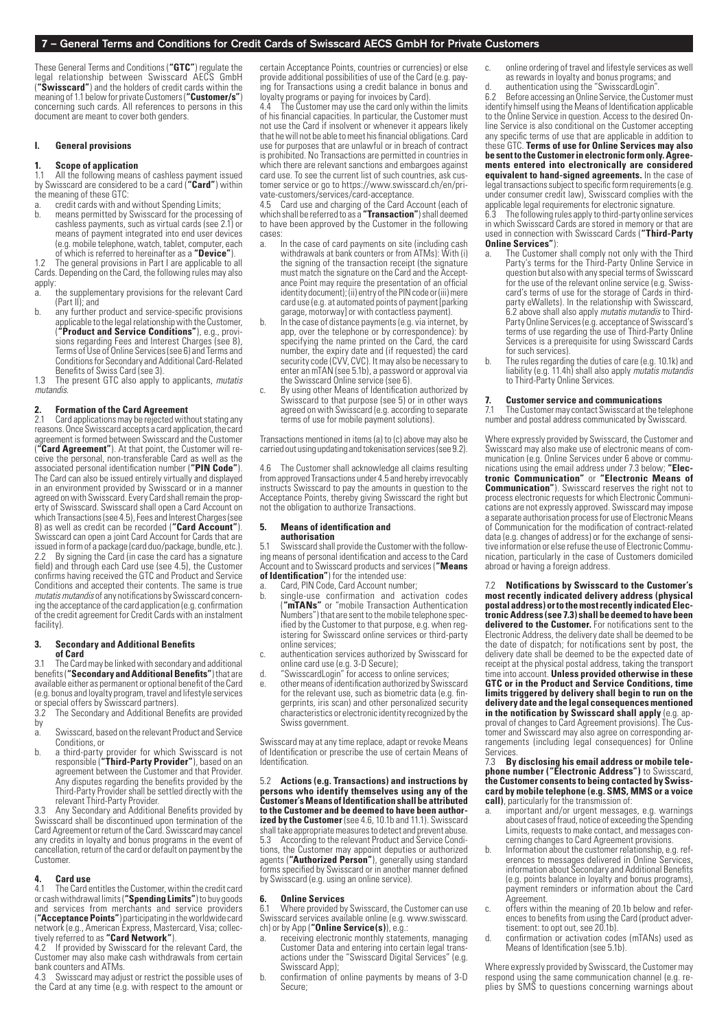# 7 – General Terms and Conditions for Credit Cards of Swisscard AECS GmbH for Private Customers

These General Terms and Conditions (**"GTC"**) regulate the legal relationship between Swisscard AECS GmbH (**"Swisscard"**) and the holders of credit cards within the meaning of 1.1 below for private Customers (**"Customer/s"**) concerning such cards. All references to persons in this document are meant to cover both genders.

## I. General provisions

### 1. Scope of application

1.1 All the following means of cashless payment issued by Swisscard are considered to be a card (**"Card"**) within the meaning of these GTC:

a. credit cards with and without Spending Limits;
b. means permitted by Swisscard for the processing of cashless payments, such as virtual cards (see 2.1) or means of payment integrated into end user devices (e.g. mobile telephone, watch, tablet, computer, each of which is referred to hereinafter as a **"Device"**).

1.2 The general provisions in Part I are applicable to all Cards. Depending on the Card, the following rules may also apply:

a. the supplementary provisions for the relevant Card (Part II); and
b. any further product and service-specific provisions applicable to the legal relationship with the Customer, (**"Product and Service Conditions"**), e.g., provisions regarding Fees and Interest Charges (see 8), Terms of Use of Online Services (see 6) and Terms and Conditions for Secondary and Additional Card-Related Benefits of Swiss Card (see 3).

1.3 The present GTC also apply to applicants, *mutatis mutandis*.

### 2. Formation of the Card Agreement

2.1 Card applications may be rejected without stating any reasons. Once Swisscard accepts a card application, the card agreement is formed between Swisscard and the Customer (**"Card Agreement"**). At that point, the Customer will receive the personal, non-transferable Card as well as the associated personal identification number (**"PIN Code"**). The Card can also be issued entirely virtually and displayed in an environment provided by Swisscard or in a manner agreed on with Swisscard. Every Card shall remain the property of Swisscard. Swisscard shall open a Card Account on which Transactions (see 4.5), Fees and Interest Charges (see 8) as well as credit can be recorded (**"Card Account"**). Swisscard can open a joint Card Account for Cards that are issued in form of a package (card duo/package, bundle, etc.).

2.2 By signing the Card (in case the card has a signature field) and through each Card use (see 4.5), the Customer confirms having received the GTC and Product and Service Conditions and accepted their contents. The same is true *mutatis mutandis* of any notifications by Swisscard concerning the acceptance of the card application (e.g. confirmation of the credit agreement for Credit Cards with an instalment facility).

### 3. Secondary and Additional Benefits of Card

3.1 The Card may be linked with secondary and additional benefits (**"Secondary and Additional Benefits"**) that are available either as permanent or optional benefit of the Card (e.g. bonus and loyalty program, travel and lifestyle services or special offers by Swisscard partners).

3.2 The Secondary and Additional Benefits are provided by

a. Swisscard, based on the relevant Product and Service Conditions, or
b. a third-party provider for which Swisscard is not responsible (**"Third-Party Provider"**), based on an agreement between the Customer and that Provider. Any disputes regarding the benefits provided by the Third-Party Provider shall be settled directly with the relevant Third-Party Provider.

3.3 Any Secondary and Additional Benefits provided by Swisscard shall be discontinued upon termination of the Card Agreement or return of the Card. Swisscard may cancel any credits in loyalty and bonus programs in the event of cancellation, return of the card or default on payment by the Customer.

### 4. Card use

4.1 The Card entitles the Customer, within the credit card or cash withdrawal limits (**"Spending Limits"**) to buy goods and services from merchants and service providers (**"Acceptance Points"**) participating in the worldwide card network (e.g., American Express, Mastercard, Visa; collectively referred to as **"Card Network"**).

4.2 If provided by Swisscard for the relevant Card, the Customer may also make cash withdrawals from certain bank counters and ATMs.

4.3 Swisscard may adjust or restrict the possible uses of the Card at any time (e.g. with respect to the amount or certain Acceptance Points, countries or currencies) or else provide additional possibilities of use of the Card (e.g. paying for Transactions using a credit balance in bonus and loyalty programs or paying for invoices by Card).

4.4 The Customer may use the card only within the limits of his financial capacities. In particular, the Customer must not use the Card if insolvent or whenever it appears likely that he will not be able to meet his financial obligations. Card use for purposes that are unlawful or in breach of contract is prohibited. No Transactions are permitted in countries in which there are relevant sanctions and embargoes against card use. To see the current list of such countries, ask customer service or go to https://www.swisscard.ch/en/private-customers/services/card-acceptance.

4.5 Card use and charging of the Card Account (each of which shall be referred to as a **"Transaction"**) shall deemed to have been approved by the Customer in the following cases:

a. In the case of card payments on site (including cash withdrawals at bank counters or from ATMs): With (i) the signing of the transaction receipt (the signature must match the signature on the Card and the Acceptance Point may require the presentation of an official identity document); (ii) entry of the PIN code or (iii) mere card use (e.g. at automated points of payment [parking garage, motorway] or with contactless payment).
b. In the case of distance payments (e.g. via internet, by app, over the telephone or by correspondence): by specifying the name printed on the Card, the card number, the expiry date and (if requested) the card security code (CVV, CVC). It may also be necessary to enter an mTAN (see 5.1b), a password or approval via the Swisscard Online service (see 6).
c. By using other Means of Identification authorized by Swisscard to that purpose (see 5) or in other ways agreed on with Swisscard (e.g. according to separate terms of use for mobile payment solutions).

Transactions mentioned in items (a) to (c) above may also be carried out using updating and tokenisation services (see 9.2).

4.6 The Customer shall acknowledge all claims resulting from approved Transactions under 4.5 and hereby irrevocably instructs Swisscard to pay the amounts in question to the Acceptance Points, thereby giving Swisscard the right but not the obligation to authorize Transactions.

### 5. Means of identification and authorisation

5.1 Swisscard shall provide the Customer with the following means of personal identification and access to the Card Account and to Swisscard products and services (**"Means of Identification"**) for the intended use:

a. Card, PIN Code, Card Account number;
b. single-use confirmation and activation codes (**"mTANs"** or "mobile Transaction Authentication Numbers") that are sent to the mobile telephone specified by the Customer to that purpose, e.g. when registering for Swisscard online services or third-party online services;
c. authentication services authorized by Swisscard for online card use (e.g. 3-D Secure);
d. "SwisscardLogin" for access to online services;
e. other means of identification authorized by Swisscard for the relevant use, such as biometric data (e.g. fingerprints, iris scan) and other personalized security characteristics or electronic identity recognized by the Swiss government.

Swisscard may at any time replace, adapt or revoke Means of Identification or prescribe the use of certain Means of Identification.

5.2 **Actions (e.g. Transactions) and instructions by persons who identify themselves using any of the Customer's Means of Identification shall be attributed to the Customer and be deemed to have been authorized by the Customer** (see 4.6, 10.1b and 11.1). Swisscard shall take appropriate measures to detect and prevent abuse.

5.3 According to the relevant Product and Service Conditions, the Customer may appoint deputies or authorized agents (**"Authorized Person"**), generally using standard forms specified by Swisscard or in another manner defined by Swisscard (e.g. using an online service).

### 6. Online Services

6.1 Where provided by Swisscard, the Customer can use Swisscard services available online (e.g. www.swisscard.ch) or by App (**"Online Service(s)"**), e.g.:

a. receiving electronic monthly statements, managing Customer Data and entering into certain legal transactions under the "Swisscard Digital Services" (e.g. Swisscard App);
b. confirmation of online payments by means of 3-D Secure;
c. online ordering of travel and lifestyle services as well as rewards in loyalty and bonus programs; and
d. authentication using the "SwisscardLogin".

6.2 Before accessing an Online Service, the Customer must identify himself using the Means of Identification applicable to the Online Service in question. Access to the desired Online Service is also conditional on the Customer accepting any specific terms of use that are applicable in addition to these GTC. **Terms of use for Online Services may also be sent to the Customer in electronic form only. Agreements entered into electronically are considered equivalent to hand-signed agreements.** In the case of legal transactions subject to specific form requirements (e.g. under consumer credit law), Swisscard complies with the applicable legal requirements for electronic signature.

6.3 The following rules apply to third-party online services in which Swisscard Cards are stored in memory or that are used in connection with Swisscard Cards (**"Third-Party Online Services"**):

a. The Customer shall comply not only with the Third Party's terms for the Third-Party Online Service in question but also with any special terms of Swisscard for the use of the relevant online service (e.g. Swisscard's terms of use for the storage of Cards in third-party eWallets). In the relationship with Swisscard, 6.2 above shall also apply *mutatis mutandis* to Third-Party Online Services (e.g. acceptance of Swisscard's terms of use regarding the use of Third-Party Online Services is a prerequisite for using Swisscard Cards for such services).
b. The rules regarding the duties of care (e.g. 10.1k) and liability (e.g. 11.4h) shall also apply *mutatis mutandis* to Third-Party Online Services.

### 7. Customer service and communications

7.1 The Customer may contact Swisscard at the telephone number and postal address communicated by Swisscard.

Where expressly provided by Swisscard, the Customer and Swisscard may also make use of electronic means of communication (e.g. Online Services under 6 above or communications using the email address under 7.3 below; **"Electronic Communication"** or **"Electronic Means of Communication"**). Swisscard reserves the right not to process electronic requests for which Electronic Communications are not expressly approved. Swisscard may impose a separate authorisation process for use of Electronic Means of Communication for the modification of contract-related data (e.g. changes of address) or for the exchange of sensitive information or else refuse the use of Electronic Communication, particularly in the case of Customers domiciled abroad or having a foreign address.

7.2 **Notifications by Swisscard to the Customer's most recently indicated delivery address (physical postal address) or to the most recently indicated Electronic Address (see 7.3) shall be deemed to have been delivered to the Customer.** For notifications sent to the Electronic Address, the delivery date shall be deemed to be the date of dispatch; for notifications sent by post, the delivery date shall be deemed to be the expected date of receipt at the physical postal address, taking the transport time into account. **Unless provided otherwise in these GTC or in the Product and Service Conditions, time limits triggered by delivery shall begin to run on the delivery date and the legal consequences mentioned in the notification by Swisscard shall apply** (e.g. approval of changes to Card Agreement provisions). The Customer and Swisscard may also agree on corresponding arrangements (including legal consequences) for Online Services.

7.3 **By disclosing his email address or mobile telephone number ("Electronic Address") to Swisscard, the Customer consents to being contacted by Swisscard by mobile telephone (e.g. SMS, MMS or a voice call)**, particularly for the transmission of:

a. important and/or urgent messages, e.g. warnings about cases of fraud, notice of exceeding the Spending Limits, requests to make contact, and messages concerning changes to Card Agreement provisions.
b. Information about the customer relationship, e.g. references to messages delivered in Online Services, information about Secondary and Additional Benefits (e.g. points balance in loyalty and bonus programs), payment reminders or information about the Card Agreement.
c. offers within the meaning of 20.1b below and references to benefits from using the Card (product advertisement: to opt out, see 20.1b).
d. confirmation or activation codes (mTANs) used as Means of Identification (see 5.1b).

Where expressly provided by Swisscard, the Customer may respond using the same communication channel (e.g. replies by SMS to questions concerning warnings about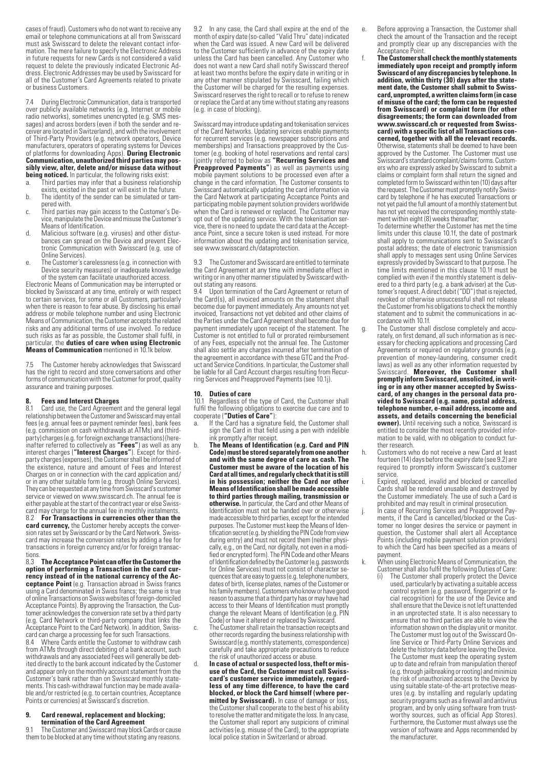cases of fraud). Customers who do not want to receive any email or telephone communications at all from Swisscard must ask Swisscard to delete the relevant contact information. The mere failure to specify the Electronic Address in future requests for new Cards is not considered a valid request to delete the previously indicated Electronic Address. Electronic Addresses may be used by Swisscard for all of the Customer's Card Agreements related to private or business Customers.

7.4 During Electronic Communication, data is transported over publicly available networks (e.g. Internet or mobile radio networks), sometimes unencrypted (e.g. SMS messages) and across borders (even if both the sender and receiver are located in Switzerland), and with the involvement of Third-Party Providers (e.g. network operators, Device manufacturers, operators of operating systems for Devices of platforms for downloading Apps). **During Electronic Communication, unauthorized third parties may possibly view, alter, delete and/or misuse data without being noticed.** In particular, the following risks exist:

a. Third parties may infer that a business relationship exists, existed in the past or will exist in the future.
b. The identity of the sender can be simulated or tampered with.
c. Third parties may gain access to the Customer's Device, manipulate the Device and misuse the Customer's Means of Identification.
d. Malicious software (e.g. viruses) and other disturbances can spread on the Device and prevent Electronic Communication with Swisscard (e.g. use of Online Services).
e. The Customer's carelessness (e.g. in connection with Device security measures) or inadequate knowledge of the system can facilitate unauthorized access.

Electronic Means of Communication may be interrupted or blocked by Swisscard at any time, entirely or with respect to certain services, for some or all Customers, particularly when there is reason to fear abuse. By disclosing his email address or mobile telephone number and using Electronic Means of Communication, the Customer accepts the related risks and any additional terms of use involved. To reduce such risks as far as possible, the Customer shall fulfil, in particular, the **duties of care when using Electronic Means of Communication** mentioned in 10.1k below.

7.5 The Customer hereby acknowledges that Swisscard has the right to record and store conversations and other forms of communication with the Customer for proof, quality assurance and training purposes.

## 8. Fees and Interest Charges

8.1 Card use, the Card Agreement and the general legal relationship between the Customer and Swisscard may entail fees (e.g. annual fees or payment reminder fees), bank fees (e.g. commission on cash withdrawals at ATMs) and (third-party) charges (e.g. for foreign exchange transactions) (hereinafter referred to collectively as **"Fees"**) as well as any interest charges (**"Interest Charges"**). Except for third-party charges (expenses), the Customer shall be informed of the existence, nature and amount of Fees and Interest Charges on or in connection with the card application and/or in any other suitable form (e.g. through Online Services). They can be requested at any time from Swisscard's customer service or viewed on www.swisscard.ch. The annual fee is either payable at the start of the contract year or else Swisscard may charge for the annual fee in monthly instalments.

8.2 **For Transactions in currencies other than the card currency,** the Customer hereby accepts the conversion rates set by Swisscard or by the Card Network. Swisscard may increase the conversion rates by adding a fee for transactions in foreign currency and/or for foreign transactions.

8.3 **The Acceptance Point can offer the Customer the option of performing a Transaction in the card currency instead of in the national currency of the Acceptance Point** (e.g. Transaction abroad in Swiss francs using a Card denominated in Swiss francs; the same is true of online Transactions on Swiss websites of foreign-domiciled Acceptance Points). By approving the Transaction, the Customer acknowledges the conversion rate set by a third party (e.g. Card Network or third-party company that links the Acceptance Point to the Card Network). In addition, Swisscard can charge a processing fee for such Transactions.

8.4 Where Cards entitle the Customer to withdraw cash from ATMs through direct debiting of a bank account, such withdrawals and any associated Fees will generally be debited directly to the bank account indicated by the Customer and appear only on the monthly account statement from the Customer's bank rather than on Swisscard monthly statements. This cash-withdrawal function may be made available and/or restricted (e.g. to certain countries, Acceptance Points or currencies) at Swisscard's discretion.

## 9. Card renewal, replacement and blocking; termination of the Card Agreement

9.1 The Customer and Swisscard may block Cards or cause them to be blocked at any time without stating any reasons.

9.2 In any case, the Card shall expire at the end of the month of expiry date (so-called "Valid Thru" date) indicated when the Card was issued. A new Card will be delivered to the Customer sufficiently in advance of the expiry date unless the Card has been cancelled. Any Customer who does not want a new Card shall notify Swisscard thereof at least two months before the expiry date in writing or in any other manner stipulated by Swisscard, failing which the Customer will be charged for the resulting expenses. Swisscard reserves the right to recall or to refuse to renew or replace the Card at any time without stating any reasons (e.g. in case of blocking).

Swisscard may introduce updating and tokenisation services of the Card Networks. Updating services enable payments for recurrent services (e.g. newspaper subscriptions and memberships) and Transactions preapproved by the Customer (e.g. booking of hotel reservations and rental cars) (jointly referred to below as **"Recurring Services and Preapproved Payments"**) as well as payments using mobile payment solutions to be processed even after a change in the card information. The Customer consents to Swisscard automatically updating the card information via the Card Network at participating Acceptance Points and participating mobile payment solution providers worldwide when the Card is renewed or replaced. The Customer may opt out of the updating service. With the tokenisation service, there is no need to update the card data at the Acceptance Point, since a secure token is used instead. For more information about the updating and tokenisation service, see www.swisscard.ch/dataprotection.

9.3 The Customer and Swisscard are entitled to terminate the Card Agreement at any time with immediate effect in writing or in any other manner stipulated by Swisscard without stating any reasons.

9.4 Upon termination of the Card Agreement or return of the Card(s), all invoiced amounts on the statement shall become due for payment immediately. Any amounts not yet invoiced, Transactions not yet debited and other claims of the Parties under the Card Agreement shall become due for payment immediately upon receipt of the statement. The Customer is not entitled to full or prorated reimbursement of any Fees, especially not the annual fee. The Customer shall also settle any charges incurred after termination of the agreement in accordance with these GTC and the Product and Service Conditions. In particular, the Customer shall be liable for all Card Account charges resulting from Recurring Services and Preapproved Payments (see 10.1j).

## 10. Duties of care

10.1 Regardless of the type of Card, the Customer shall fulfil the following obligations to exercise due care and to cooperate (**"Duties of Care"**):

a. If the Card has a signature field, the Customer shall sign the Card in that field using a pen with indelible ink promptly after receipt.
b. **The Means of Identification (e.g. Card and PIN Code) must be stored separately from one another and with the same degree of care as cash. The Customer must be aware of the location of his Card at all times, and regularly check that it is still in his possession; neither the Card nor other Means of Identification shall be made accessible to third parties through mailing, transmission or otherwise.** In particular, the Card and other Means of Identification must not be handed over or otherwise made accessible to third parties, except for the intended purposes. The Customer must keep the Means of Identification secret (e.g. by shielding the PIN Code from view during entry) and must not record them (neither physically, e.g., on the Card, nor digitally, not even in a modified or encrypted form). The PIN Code and other Means of Identification defined by the Customer (e.g. passwords for Online Services) must not consist of character sequences that are easy to guess (e.g. telephone numbers, dates of birth, license plates, names of the Customer or his family members). Customers who know or have good reason to assume that a third party has or may have had access to their Means of Identification must promptly change the relevant Means of Identification (e.g. PIN Code) or have it altered or replaced by Swisscard.
c. The Customer shall retain the transaction receipts and other records regarding the business relationship with Swisscard (e.g. monthly statements, correspondence) carefully and take appropriate precautions to reduce the risk of unauthorized access or abuse.
d. **In case of actual or suspected loss, theft or misuse of the Card, the Customer must call Swisscard's customer service immediately, regardless of any time difference, to have the card blocked, or block the Card himself (where permitted by Swisscard).** In case of damage or loss, the Customer shall cooperate to the best of his ability to resolve the matter and mitigate the loss. In any case, the Customer shall report any suspicions of criminal activities (e.g. misuse of the Card), to the appropriate local police station in Switzerland or abroad.
e. Before approving a Transaction, the Customer shall check the amount of the Transaction and the receipt and promptly clear up any discrepancies with the Acceptance Point.
f. **The Customer shall check the monthly statements immediately upon receipt and promptly inform Swisscard of any discrepancies by telephone. In addition, within thirty (30) days after the statement date, the Customer shall submit to Swisscard, unprompted, a written claims form (in case of misuse of the card; the form can be requested from Swisscard) or complaint form (for other disagreements; the form can be downloaded from www.swisscard.ch or requested from Swisscard) with a specific list of all Transactions concerned, together with all the relevant records.** Otherwise, statements shall be deemed to have been approved by the Customer. The Customer must use Swisscard's standard complaint/claims forms. Customers who are expressly asked by Swisscard to submit a claims or complaint form shall return the signed and completed form to Swisscard within ten (10) days after the request. The Customer must promptly notify Swisscard by telephone if he has executed Transactions or not yet paid the full amount of a monthly statement but has not yet received the corresponding monthly statement within eight (8) weeks thereafter;
   To determine whether the Customer has met the time limits under this clause 10.1f, the date of postmark shall apply to communications sent to Swisscard's postal address; the date of electronic transmission shall apply to messages sent using Online Services expressly provided by Swisscard to that purpose. The time limits mentioned in this clause 10.1f must be complied with even if the monthly statement is delivered to a third party (e.g. a bank adviser) at the Customer's request. A direct debit ("DD") that is rejected, revoked or otherwise unsuccessful shall not release the Customer from his obligations to check the monthly statement and to submit the communications in accordance with 10.1f.
g. The Customer shall disclose completely and accurately, on first demand, all such information as is necessary for checking applications and processing Card Agreements or required on regulatory grounds (e.g. prevention of money-laundering, consumer credit laws) as well as any other information requested by Swisscard. **Moreover, the Customer shall promptly inform Swisscard, unsolicited, in writing or in any other manner accepted by Swisscard, of any changes in the personal data provided to Swisscard (e.g. name, postal address, telephone number, e-mail address, income and assets, and details concerning the beneficial owner).** Until receiving such a notice, Swisscard is entitled to consider the most recently provided information to be valid, with no obligation to conduct further research.
h. Customers who do not receive a new Card at least fourteen (14) days before the expiry date (see 9.2) are required to promptly inform Swisscard's customer service.
i. Expired, replaced, invalid and blocked or cancelled Cards shall be rendered unusable and destroyed by the Customer immediately. The use of such a Card is prohibited and may result in criminal prosecution.
j. In case of Recurring Services and Preapproved Payments, if the Card is cancelled/blocked or the Customer no longer desires the service or payment in question, the Customer shall alert all Acceptance Points (including mobile payment solution providers) to which the Card has been specified as a means of payment.
k. When using Electronic Means of Communication, the Customer shall also fulfil the following Duties of Care:
   (i) The Customer shall properly protect the Device used, particularly by activating a suitable access control system (e.g. password, fingerprint or facial recognition) for the use of the Device and shall ensure that the Device is not left unattended in an unprotected state. It is also necessary to ensure that no third parties are able to view the information shown on the display unit or monitor. The Customer must log out of the Swisscard Online Service or Third-Party Online Services and delete the history data before leaving the Device. The Customer must keep the operating system up to date and refrain from manipulation thereof (e.g. through jailbreaking or rooting) and minimize the risk of unauthorized access to the Device by using suitable state-of-the-art protective measures (e.g. by installing and regularly updating security programs such as a firewall and antivirus program, and by only using software from trustworthy sources, such as official App Stores). Furthermore, the Customer must always use the version of software and Apps recommended by the manufacturer.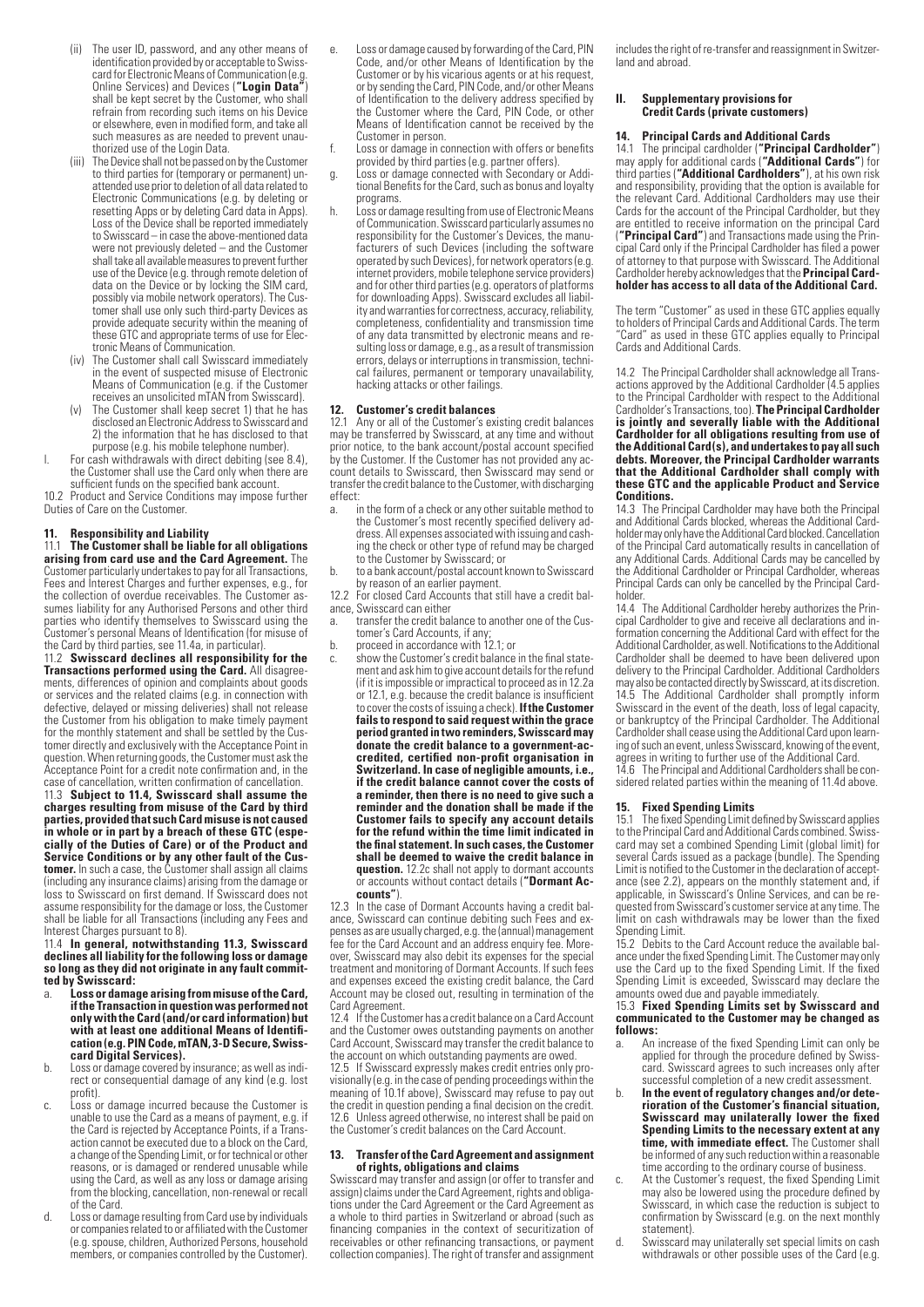(ii) The user ID, password, and any other means of identification provided by or acceptable to Swisscard for Electronic Means of Communication (e.g. Online Services) and Devices (**"Login Data"**) shall be kept secret by the Customer, who shall refrain from recording such items on his Device or elsewhere, even in modified form, and take all such measures as are needed to prevent unauthorized use of the Login Data.

(iii) The Device shall not be passed on by the Customer to third parties for (temporary or permanent) unattended use prior to deletion of all data related to Electronic Communications (e.g. by deleting or resetting Apps or by deleting Card data in Apps). Loss of the Device shall be reported immediately to Swisscard – in case the above-mentioned data were not previously deleted – and the Customer shall take all available measures to prevent further use of the Device (e.g. through remote deletion of data on the Device or by locking the SIM card, possibly via mobile network operators). The Customer shall use only such third-party Devices as provide adequate security within the meaning of these GTC and appropriate terms of use for Electronic Means of Communication.

(iv) The Customer shall call Swisscard immediately in the event of suspected misuse of Electronic Means of Communication (e.g. if the Customer receives an unsolicited mTAN from Swisscard).

(v) The Customer shall keep secret 1) that he has disclosed an Electronic Address to Swisscard and 2) the information that he has disclosed to that purpose (e.g. his mobile telephone number).

l. For cash withdrawals with direct debiting (see 8.4), the Customer shall use the Card only when there are sufficient funds on the specified bank account.

10.2 Product and Service Conditions may impose further Duties of Care on the Customer.

### 11. Responsibility and Liability

11.1 **The Customer shall be liable for all obligations arising from card use and the Card Agreement.** The Customer particularly undertakes to pay for all Transactions, Fees and Interest Charges and further expenses, e.g., for the collection of overdue receivables. The Customer assumes liability for any Authorised Persons and other third parties who identify themselves to Swisscard using the Customer's personal Means of Identification (for misuse of the Card by third parties, see 11.4a, in particular).

11.2 **Swisscard declines all responsibility for the Transactions performed using the Card.** All disagreements, differences of opinion and complaints about goods or services and the related claims (e.g. in connection with defective, delayed or missing deliveries) shall not release the Customer from his obligation to make timely payment for the monthly statement and shall be settled by the Customer directly and exclusively with the Acceptance Point in question. When returning goods, the Customer must ask the Acceptance Point for a credit note confirmation and, in the case of cancellation, written confirmation of cancellation.

11.3 **Subject to 11.4, Swisscard shall assume the charges resulting from misuse of the Card by third parties, provided that such Card misuse is not caused in whole or in part by a breach of these GTC (especially of the Duties of Care) or of the Product and Service Conditions or by any other fault of the Customer.** In such a case, the Customer shall assign all claims (including any insurance claims) arising from the damage or loss to Swisscard on first demand. If Swisscard does not assume responsibility for the damage or loss, the Customer shall be liable for all Transactions (including any Fees and Interest Charges pursuant to 8).

11.4 **In general, notwithstanding 11.3, Swisscard declines all liability for the following loss or damage so long as they did not originate in any fault committed by Swisscard:**

a. **Loss or damage arising from misuse of the Card, if the Transaction in question was performed not only with the Card (and/or card information) but with at least one additional Means of Identification (e.g. PIN Code, mTAN, 3-D Secure, Swisscard Digital Services).**

b. Loss or damage covered by insurance; as well as indirect or consequential damage of any kind (e.g. lost profit).

c. Loss or damage incurred because the Customer is unable to use the Card as a means of payment, e.g. if the Card is rejected by Acceptance Points, if a Transaction cannot be executed due to a block on the Card, a change of the Spending Limit, or for technical or other reasons, or is damaged or rendered unusable while using the Card, as well as any loss or damage arising from the blocking, cancellation, non-renewal or recall of the Card.

d. Loss or damage resulting from Card use by individuals or companies related to or affiliated with the Customer (e.g. spouse, children, Authorized Persons, household members, or companies controlled by the Customer).

e. Loss or damage caused by forwarding of the Card, PIN Code, and/or other Means of Identification by the Customer or by his vicarious agents or at his request, or by sending the Card, PIN Code, and/or other Means of Identification to the delivery address specified by the Customer where the Card, PIN Code, or other Means of Identification cannot be received by the Customer in person.

f. Loss or damage in connection with offers or benefits provided by third parties (e.g. partner offers).

g. Loss or damage connected with Secondary or Additional Benefits for the Card, such as bonus and loyalty programs.

h. Loss or damage resulting from use of Electronic Means of Communication. Swisscard particularly assumes no responsibility for the Customer's Devices, the manufacturers of such Devices (including the software operated by such Devices), for network operators (e.g. internet providers, mobile telephone service providers) and for other third parties (e.g. operators of platforms for downloading Apps). Swisscard excludes all liability and warranties for correctness, accuracy, reliability, completeness, confidentiality and transmission time of any data transmitted by electronic means and resulting loss or damage, e.g., as a result of transmission errors, delays or interruptions in transmission, technical failures, permanent or temporary unavailability, hacking attacks or other failings.

### 12. Customer's credit balances

12.1 Any or all of the Customer's existing credit balances may be transferred by Swisscard, at any time and without prior notice, to the bank account/postal account specified by the Customer. If the Customer has not provided any account details to Swisscard, then Swisscard may send or transfer the credit balance to the Customer, with discharging effect:

a. in the form of a check or any other suitable method to the Customer's most recently specified delivery address. All expenses associated with issuing and cashing the check or other type of refund may be charged to the Customer by Swisscard; or

b. to a bank account/postal account known to Swisscard by reason of an earlier payment.

12.2 For closed Card Accounts that still have a credit balance, Swisscard can either

a. transfer the credit balance to another one of the Customer's Card Accounts, if any;

b. proceed in accordance with 12.1; or

c. show the Customer's credit balance in the final statement and ask him to give account details for the refund (if it is impossible or impractical to proceed as in 12.2a or 12.1, e.g. because the credit balance is insufficient to cover the costs of issuing a check). **If the Customer fails to respond to said request within the grace period granted in two reminders, Swisscard may donate the credit balance to a government-accredited, certified non-profit organisation in Switzerland. In case of negligible amounts, i.e., if the credit balance cannot cover the costs of a reminder, then there is no need to give such a reminder and the donation shall be made if the Customer fails to specify any account details for the refund within the time limit indicated in the final statement. In such cases, the Customer shall be deemed to waive the credit balance in question.** 12.2c shall not apply to dormant accounts or accounts without contact details (**"Dormant Accounts"**).

12.3 In the case of Dormant Accounts having a credit balance, Swisscard can continue debiting such Fees and expenses as are usually charged, e.g. the (annual) management fee for the Card Account and an address enquiry fee. Moreover, Swisscard may also debit its expenses for the special treatment and monitoring of Dormant Accounts. If such fees and expenses exceed the existing credit balance, the Card Account may be closed out, resulting in termination of the Card Agreement.

12.4 If the Customer has a credit balance on a Card Account and the Customer owes outstanding payments on another Card Account, Swisscard may transfer the credit balance to the account on which outstanding payments are owed.

12.5 If Swisscard expressly makes credit entries only provisionally (e.g. in the case of pending proceedings within the meaning of 10.1f above), Swisscard may refuse to pay out the credit in question pending a final decision on the credit.

12.6 Unless agreed otherwise, no interest shall be paid on the Customer's credit balances on the Card Account.

### 13. Transfer of the Card Agreement and assignment of rights, obligations and claims

Swisscard may transfer and assign (or offer to transfer and assign) claims under the Card Agreement, rights and obligations under the Card Agreement or the Card Agreement as a whole to third parties in Switzerland or abroad (such as financing companies in the context of securitization of receivables or other refinancing transactions, or payment collection companies). The right of transfer and assignment includes the right of re-transfer and reassignment in Switzerland and abroad.

## II. Supplementary provisions for Credit Cards (private customers)

### 14. Principal Cards and Additional Cards

14.1 The principal cardholder (**"Principal Cardholder"**) may apply for additional cards (**"Additional Cards"**) for third parties (**"Additional Cardholders"**), at his own risk and responsibility, providing that the option is available for the relevant Card. Additional Cardholders may use their Cards for the account of the Principal Cardholder, but they are entitled to receive information on the principal Card (**"Principal Card"**) and Transactions made using the Principal Card only if the Principal Cardholder has filed a power of attorney to that purpose with Swisscard. The Additional Cardholder hereby acknowledges that the **Principal Cardholder has access to all data of the Additional Card.**

The term "Customer" as used in these GTC applies equally to holders of Principal Cards and Additional Cards. The term "Card" as used in these GTC applies equally to Principal Cards and Additional Cards.

14.2 The Principal Cardholder shall acknowledge all Transactions approved by the Additional Cardholder (4.5 applies to the Principal Cardholder with respect to the Additional Cardholder's Transactions, too). **The Principal Cardholder is jointly and severally liable with the Additional Cardholder for all obligations resulting from use of the Additional Card(s), and undertakes to pay all such debts. Moreover, the Principal Cardholder warrants that the Additional Cardholder shall comply with these GTC and the applicable Product and Service Conditions.**

14.3 The Principal Cardholder may have both the Principal and Additional Cards blocked, whereas the Additional Cardholder may only have the Additional Card blocked. Cancellation of the Principal Card automatically results in cancellation of any Additional Cards. Additional Cards may be cancelled by the Additional Cardholder or Principal Cardholder, whereas Principal Cards can only be cancelled by the Principal Cardholder.

14.4 The Additional Cardholder hereby authorizes the Principal Cardholder to give and receive all declarations and information concerning the Additional Card with effect for the Additional Cardholder, as well. Notifications to the Additional Cardholder shall be deemed to have been delivered upon delivery to the Principal Cardholder. Additional Cardholders may also be contacted directly by Swisscard, at its discretion.

14.5 The Additional Cardholder shall promptly inform Swisscard in the event of the death, loss of legal capacity, or bankruptcy of the Principal Cardholder. The Additional Cardholder shall cease using the Additional Card upon learning of such an event, unless Swisscard, knowing of the event, agrees in writing to further use of the Additional Card.

14.6 The Principal and Additional Cardholders shall be considered related parties within the meaning of 11.4d above.

### 15. Fixed Spending Limits

15.1 The fixed Spending Limit defined by Swisscard applies to the Principal Card and Additional Cards combined. Swisscard may set a combined Spending Limit (global limit) for several Cards issued as a package (bundle). The Spending Limit is notified to the Customer in the declaration of acceptance (see 2.2), appears on the monthly statement and, if applicable, in Swisscard's Online Services, and can be requested from Swisscard's customer service at any time. The limit on cash withdrawals may be lower than the fixed Spending Limit.

15.2 Debits to the Card Account reduce the available balance under the fixed Spending Limit. The Customer may only use the Card up to the fixed Spending Limit. If the fixed Spending Limit is exceeded, Swisscard may declare the amounts owed due and payable immediately.

15.3 **Fixed Spending Limits set by Swisscard and communicated to the Customer may be changed as follows:**

a. An increase of the fixed Spending Limit can only be applied for through the procedure defined by Swisscard. Swisscard agrees to such increases only after successful completion of a new credit assessment.

b. **In the event of regulatory changes and/or deterioration of the Customer's financial situation, Swisscard may unilaterally lower the fixed Spending Limits to the necessary extent at any time, with immediate effect.** The Customer shall be informed of any such reduction within a reasonable time according to the ordinary course of business.

c. At the Customer's request, the fixed Spending Limit may also be lowered using the procedure defined by Swisscard, in which case the reduction is subject to confirmation by Swisscard (e.g. on the next monthly statement).

d. Swisscard may unilaterally set special limits on cash withdrawals or other possible uses of the Card (e.g.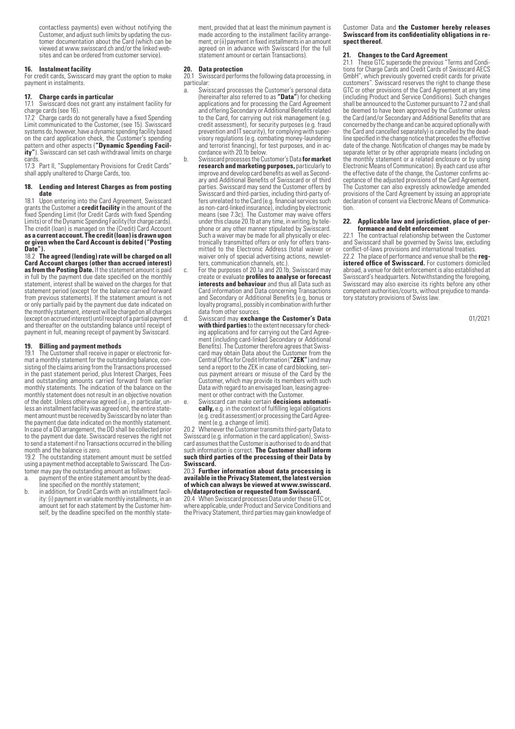contactless payments) even without notifying the Customer, and adjust such limits by updating the customer documentation about the Card (which can be viewed at www.swisscard.ch and/or the linked websites and can be ordered from customer service).

### 16. Instalment facility

For credit cards, Swisscard may grant the option to make payment in instalments.

### 17. Charge cards in particular

17.1 Swisscard does not grant any instalment facility for charge cards (see 16).

17.2 Charge cards do not generally have a fixed Spending Limit communicated to the Customer, (see 15). Swisscard systems do, however, have a dynamic spending facility based on the card application check, the Customer's spending pattern and other aspects (**"Dynamic Spending Facility"**). Swisscard can set cash withdrawal limits on charge cards.

17.3 Part II, "Supplementary Provisions for Credit Cards" shall apply unaltered to Charge Cards, too.

### 18. Lending and Interest Charges as from posting date

18.1 Upon entering into the Card Agreement, Swisscard grants the Customer a **credit facility** in the amount of the fixed Spending Limit (for Credit Cards with fixed Spending Limits) or of the Dynamic Spending Facility (for charge cards). The credit (loan) is managed on the (Credit) Card Account **as a current account. The credit (loan) is drawn upon or given when the Card Account is debited ("Posting Date").**

18.2 **The agreed (lending) rate will be charged on all Card Account charges (other than accrued interest) as from the Posting Date.** If the statement amount is paid in full by the payment due date specified on the monthly statement, interest shall be waived on the charges for that statement period (except for the balance carried forward from previous statements). If the statement amount is not or only partially paid by the payment due date indicated on the monthly statement, interest will be charged on all charges (except on accrued interest) until receipt of a partial payment and thereafter on the outstanding balance until receipt of payment in full, meaning receipt of payment by Swisscard.

### 19. Billing and payment methods

19.1 The Customer shall receive in paper or electronic format a monthly statement for the outstanding balance, consisting of the claims arising from the Transactions processed in the past statement period, plus Interest Charges, Fees and outstanding amounts carried forward from earlier monthly statements. The indication of the balance on the monthly statement does not result in an objective novation of the debt. Unless otherwise agreed (i.e., in particular, unless an installment facility was agreed on), the entire statement amount must be received by Swisscard by no later than the payment due date indicated on the monthly statement. In case of a DD arrangement, the DD shall be collected prior to the payment due date. Swisscard reserves the right not to send a statement if no Transactions occurred in the billing month and the balance is zero.

19.2 The outstanding statement amount must be settled using a payment method acceptable to Swisscard. The Customer may pay the outstanding amount as follows:

a. payment of the entire statement amount by the deadline specified on the monthly statement;
b. in addition, for Credit Cards with an installment facility: (i) payment in variable monthly installments, in an amount set for each statement by the Customer himself, by the deadline specified on the monthly statement, provided that at least the minimum payment is made according to the installment facility arrangement; or (ii) payment in fixed installments in an amount agreed on in advance with Swisscard (for the full statement amount or certain Transactions).

### 20. Data protection

20.1 Swisscard performs the following data processing, in particular:

a. Swisscard processes the Customer's personal data (hereinafter also referred to as **"Data"**) for checking applications and for processing the Card Agreement and offering Secondary or Additional Benefits related to the Card, for carrying out risk management (e.g. credit assessment), for security purposes (e.g. fraud prevention and IT security), for complying with supervisory regulations (e.g. combating money-laundering and terrorist financing), for test purposes, and in accordance with 20.1b below.
b. Swisscard processes the Customer's Data **for market research and marketing purposes,** particularly to improve and develop card benefits as well as Secondary and Additional Benefits of Swisscard or of third parties. Swisscard may send the Customer offers by Swisscard and third-parties, including third-party offers unrelated to the Card (e.g. financial services such as non-card-linked insurance), including by electronic means (see 7.3c). The Customer may waive offers under this clause 20.1b at any time, in writing, by telephone or any other manner stipulated by Swisscard. Such a waiver may be made for all physically or electronically transmitted offers or only for offers transmitted to the Electronic Address (total waiver or waiver only of special advertising actions, newsletters, communication channels, etc.).
c. For the purposes of 20.1a and 20.1b, Swisscard may create or evaluate **profiles to analyse or forecast interests and behaviour** and thus all Data such as Card information and Data concerning Transactions and Secondary or Additional Benefits (e.g, bonus or loyalty programs), possibly in combination with further data from other sources.
d. Swisscard may **exchange the Customer's Data with third parties** to the extent necessary for checking applications and for carrying out the Card Agreement (including card-linked Secondary or Additional Benefits). The Customer therefore agrees that Swisscard may obtain Data about the Customer from the Central Office for Credit Information (**"ZEK"**) and may send a report to the ZEK in case of card blocking, serious payment arrears or misuse of the Card by the Customer, which may provide its members with such Data with regard to an envisaged loan, leasing agreement or other contract with the Customer.
e. Swisscard can make certain **decisions automatically,** e.g. in the context of fulfilling legal obligations (e.g. credit assessment) or processing the Card Agreement (e.g. a change of limit).

20.2 Whenever the Customer transmits third-party Data to Swisscard (e.g. information in the card application), Swisscard assumes that the Customer is authorised to do and that such information is correct. **The Customer shall inform such third parties of the processing of their Data by Swisscard.**

20.3 **Further information about data processing is available in the Privacy Statement, the latest version of which can always be viewed at www.swisscard.ch/dataprotection or requested from Swisscard.**

20.4 When Swisscard processes Data under these GTC or, where applicable, under Product and Service Conditions and the Privacy Statement, third parties may gain knowledge of Customer Data and **the Customer hereby releases Swisscard from its confidentiality obligations in respect thereof.**

### 21. Changes to the Card Agreement

21.1 These GTC supersede the previous "Terms and Conditions for Charge Cards and Credit Cards of Swisscard AECS GmbH", which previously governed credit cards for private customers". Swisscard reserves the right to change these GTC or other provisions of the Card Agreement at any time (including Product and Service Conditions). Such changes shall be announced to the Customer pursuant to 7.2 and shall be deemed to have been approved by the Customer unless the Card (and/or Secondary and Additional Benefits that are concerned by the change and can be acquired optionally with the Card and cancelled separately) is cancelled by the deadline specified in the change notice that precedes the effective date of the change. Notification of changes may be made by separate letter or by other appropriate means (including on the monthly statement or a related enclosure or by using Electronic Means of Communication). By each card use after the effective date of the change, the Customer confirms acceptance of the adjusted provisions of the Card Agreement. The Customer can also expressly acknowledge amended provisions of the Card Agreement by issuing an appropriate declaration of consent via Electronic Means of Communication.

### 22. Applicable law and jurisdiction, place of performance and debt enforcement

22.1 The contractual relationship between the Customer and Swisscard shall be governed by Swiss law, excluding conflict-of-laws provisions and international treaties.

22.2 The place of performance and venue shall be the **registered office of Swisscard.** For customers domiciled abroad, a venue for debt enforcement is also established at Swisscard's headquarters. Notwithstanding the foregoing, Swisscard may also exercise its rights before any other competent authorities/courts, without prejudice to mandatory statutory provisions of Swiss law.

01/2021